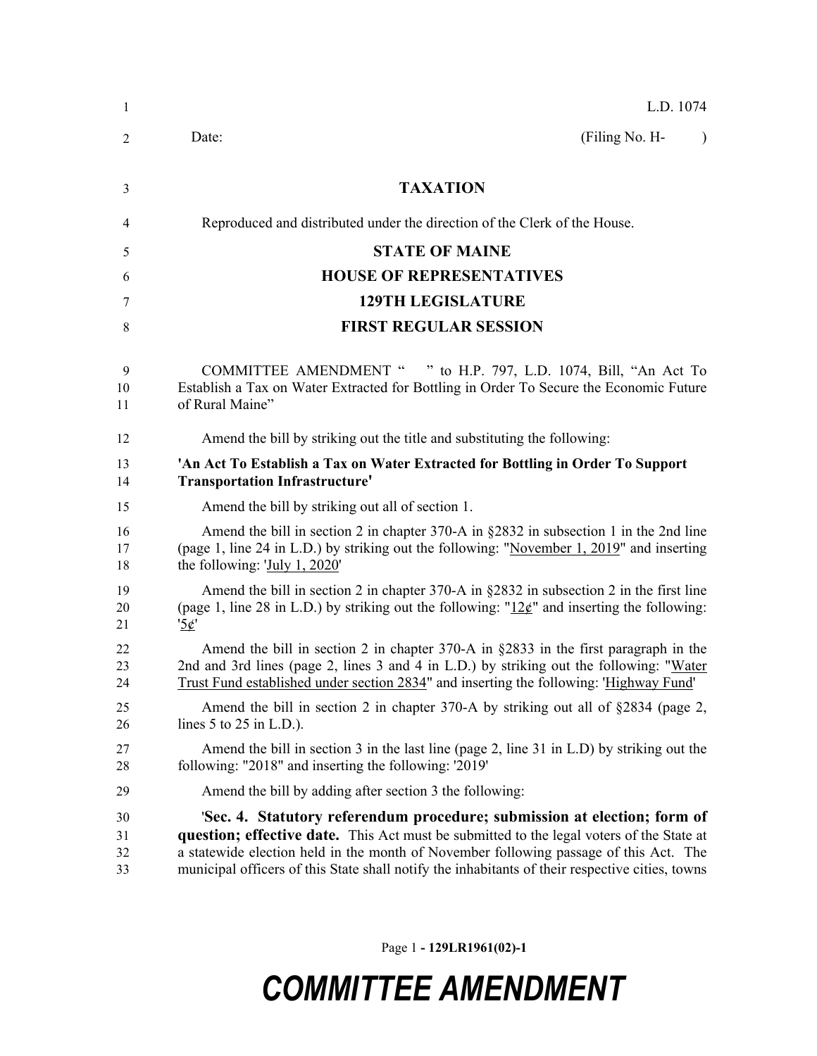L.D. 1074

Date: (Filing No. H- )

# TAXATION

Reproduced and distributed under the direction of the Clerk of the House.

## STATE OF MAINE
## HOUSE OF REPRESENTATIVES
## 129TH LEGISLATURE
## FIRST REGULAR SESSION

COMMITTEE AMENDMENT " " to H.P. 797, L.D. 1074, Bill, "An Act To Establish a Tax on Water Extracted for Bottling in Order To Secure the Economic Future of Rural Maine"

Amend the bill by striking out the title and substituting the following:

**'An Act To Establish a Tax on Water Extracted for Bottling in Order To Support Transportation Infrastructure'**

Amend the bill by striking out all of section 1.

Amend the bill in section 2 in chapter 370-A in §2832 in subsection 1 in the 2nd line (page 1, line 24 in L.D.) by striking out the following: "November 1, 2019" and inserting the following: 'July 1, 2020'

Amend the bill in section 2 in chapter 370-A in §2832 in subsection 2 in the first line (page 1, line 28 in L.D.) by striking out the following: "12¢" and inserting the following: '5¢'

Amend the bill in section 2 in chapter 370-A in §2833 in the first paragraph in the 2nd and 3rd lines (page 2, lines 3 and 4 in L.D.) by striking out the following: "Water Trust Fund established under section 2834" and inserting the following: 'Highway Fund'

Amend the bill in section 2 in chapter 370-A by striking out all of §2834 (page 2, lines 5 to 25 in L.D.).

Amend the bill in section 3 in the last line (page 2, line 31 in L.D) by striking out the following: "2018" and inserting the following: '2019'

Amend the bill by adding after section 3 the following:

'**Sec. 4. Statutory referendum procedure; submission at election; form of question; effective date.** This Act must be submitted to the legal voters of the State at a statewide election held in the month of November following passage of this Act. The municipal officers of this State shall notify the inhabitants of their respective cities, towns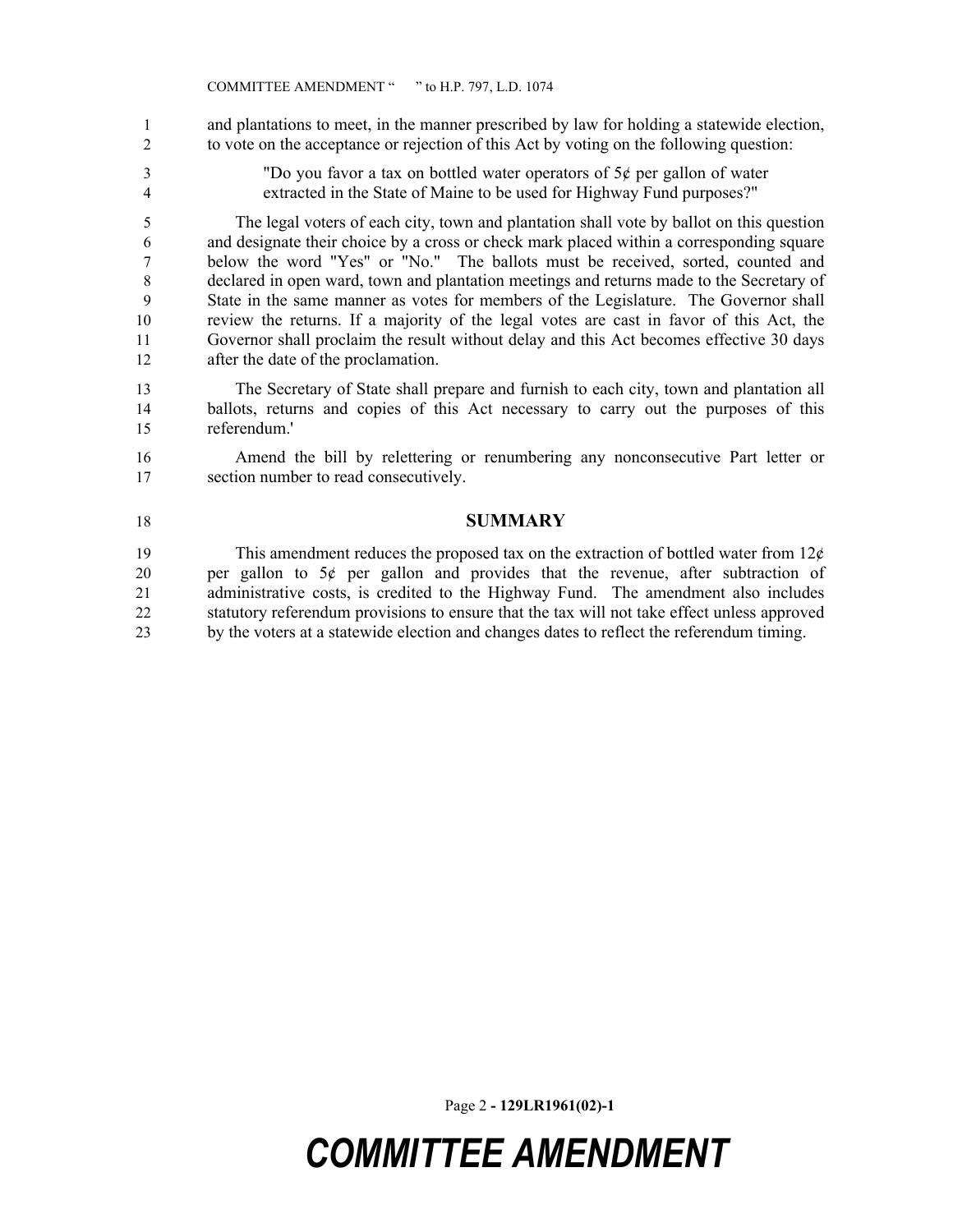and plantations to meet, in the manner prescribed by law for holding a statewide election, to vote on the acceptance or rejection of this Act by voting on the following question:

"Do you favor a tax on bottled water operators of 5¢ per gallon of water extracted in the State of Maine to be used for Highway Fund purposes?"

The legal voters of each city, town and plantation shall vote by ballot on this question and designate their choice by a cross or check mark placed within a corresponding square below the word "Yes" or "No." The ballots must be received, sorted, counted and declared in open ward, town and plantation meetings and returns made to the Secretary of State in the same manner as votes for members of the Legislature. The Governor shall review the returns. If a majority of the legal votes are cast in favor of this Act, the Governor shall proclaim the result without delay and this Act becomes effective 30 days after the date of the proclamation.

The Secretary of State shall prepare and furnish to each city, town and plantation all ballots, returns and copies of this Act necessary to carry out the purposes of this referendum.'

Amend the bill by relettering or renumbering any nonconsecutive Part letter or section number to read consecutively.

## SUMMARY

This amendment reduces the proposed tax on the extraction of bottled water from 12¢ per gallon to 5¢ per gallon and provides that the revenue, after subtraction of administrative costs, is credited to the Highway Fund. The amendment also includes statutory referendum provisions to ensure that the tax will not take effect unless approved by the voters at a statewide election and changes dates to reflect the referendum timing.